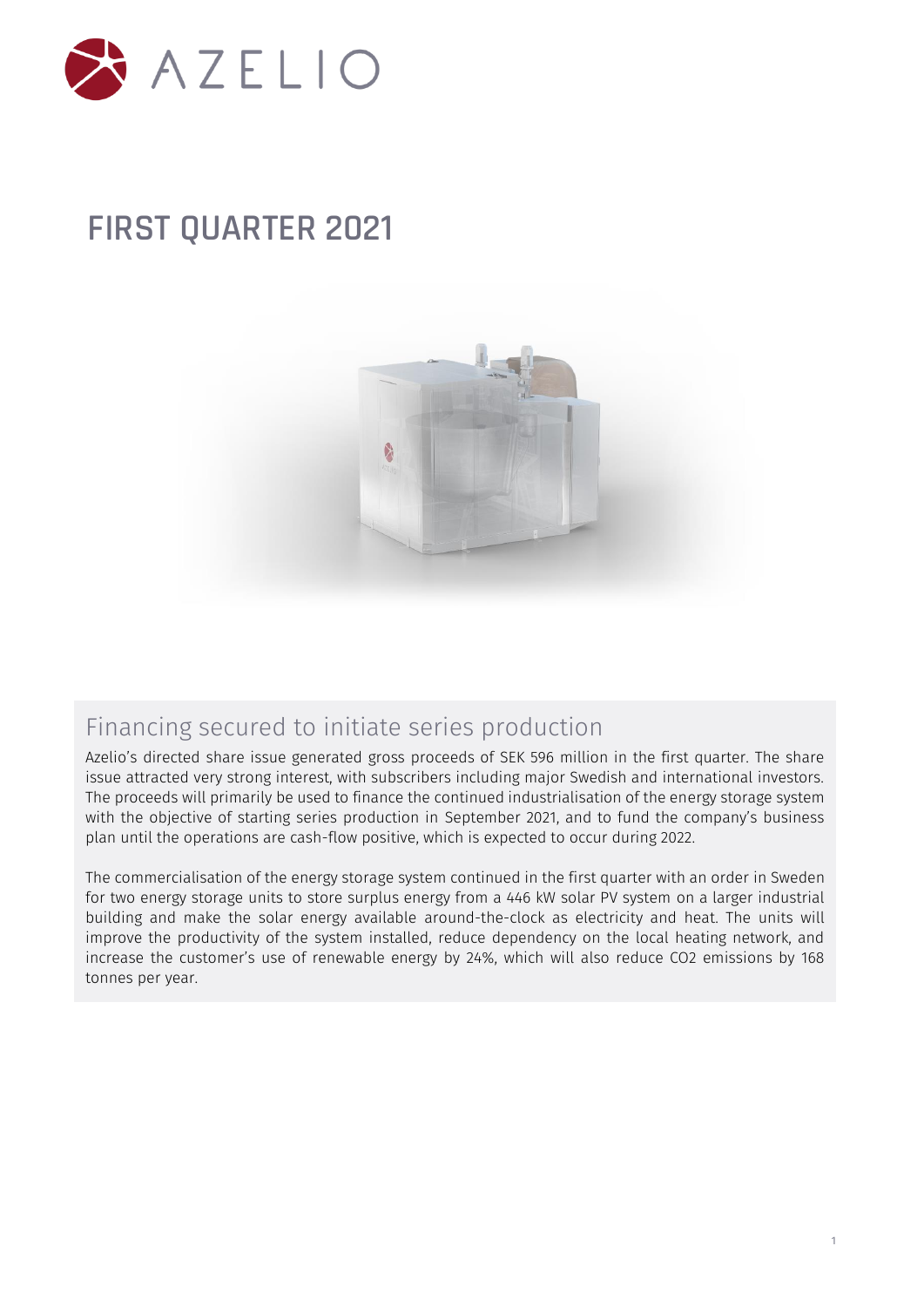AZELIO

# FIRST QUARTER 2021

## Financing secured to initiate series production

Azelio's directed share issue generated gross proceeds of SEK 596 million in the first quarter. The share issue attracted very strong interest, with subscribers including major Swedish and international investors. The proceeds will primarily be used to finance the continued industrialisation of the energy storage system with the objective of starting series production in September 2021, and to fund the company's business plan until the operations are cash-flow positive, which is expected to occur during 2022.

The commercialisation of the energy storage system continued in the first quarter with an order in Sweden for two energy storage units to store surplus energy from a 446 kW solar PV system on a larger industrial building and make the solar energy available around-the-clock as electricity and heat. The units will improve the productivity of the system installed, reduce dependency on the local heating network, and increase the customer's use of renewable energy by 24%, which will also reduce $CO_2$ emissions by 168 tonnes per year.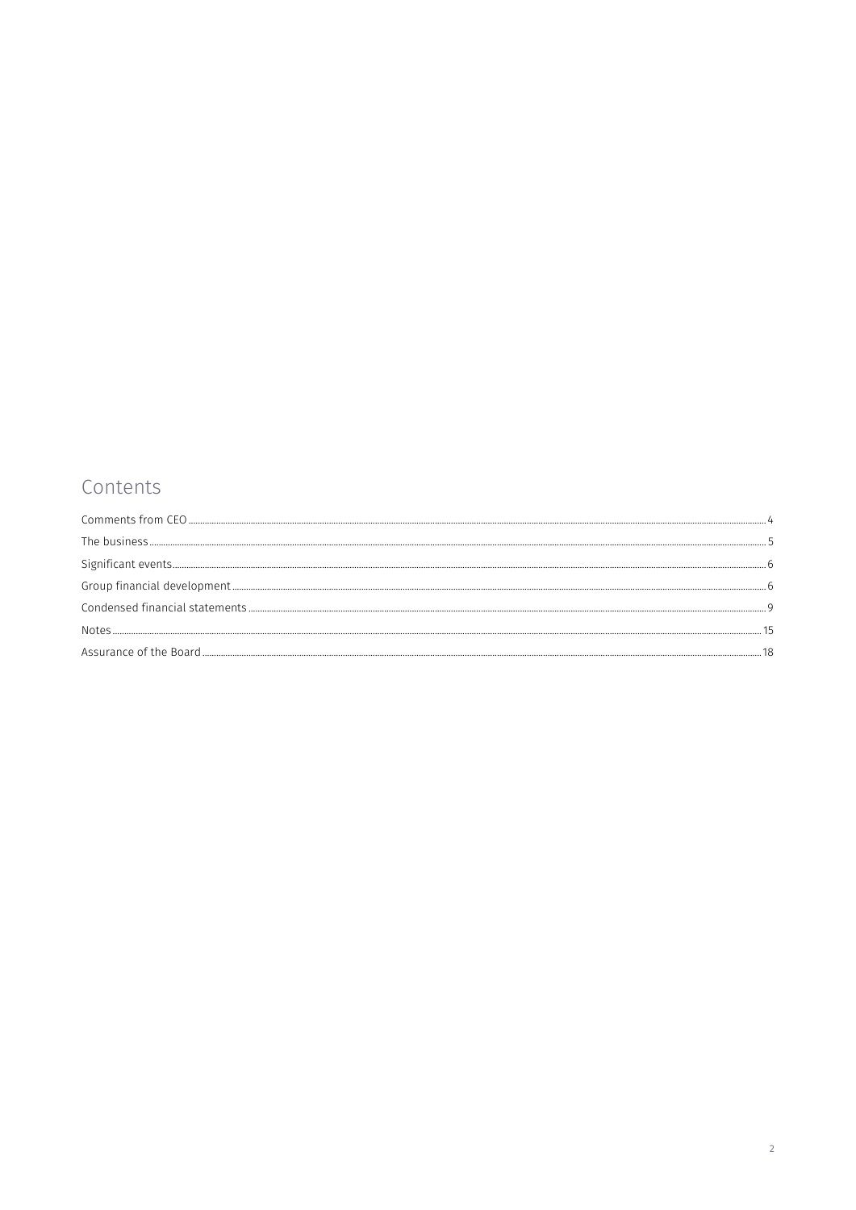## Contents

- Comments from CEO ........ 4
- The business ........ 5
- Significant events ........ 6
- Group financial development ........ 6
- Condensed financial statements ........ 9
- Notes ........ 15
- Assurance of the Board ........ 18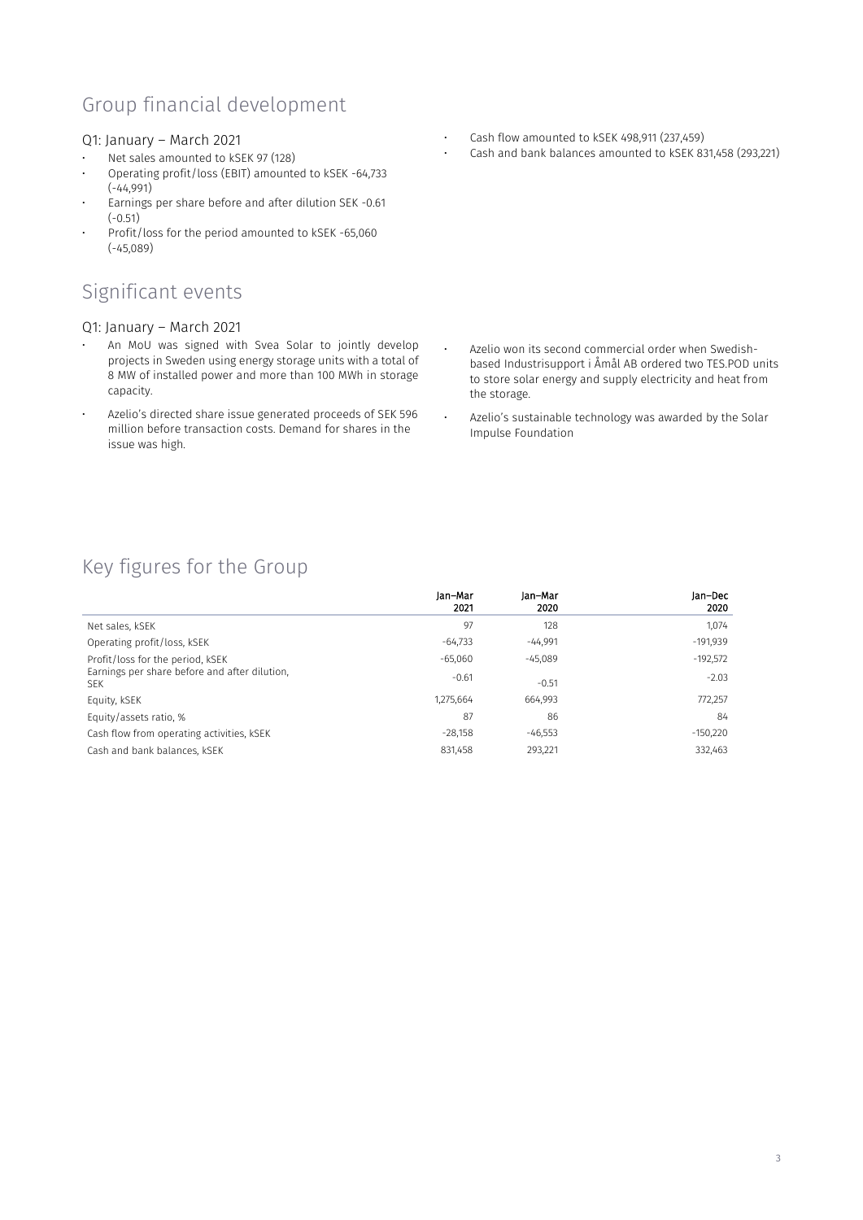## Group financial development

### Q1: January – March 2021

- Net sales amounted to kSEK 97 (128)
- Operating profit/loss (EBIT) amounted to kSEK -64,733 (-44,991)
- Earnings per share before and after dilution SEK -0.61 (-0.51)
- Profit/loss for the period amounted to kSEK -65,060 (-45,089)
- Cash flow amounted to kSEK 498,911 (237,459)
- Cash and bank balances amounted to kSEK 831,458 (293,221)

## Significant events

### Q1: January – March 2021

- An MoU was signed with Svea Solar to jointly develop projects in Sweden using energy storage units with a total of 8 MW of installed power and more than 100 MWh in storage capacity.
- Azelio's directed share issue generated proceeds of SEK 596 million before transaction costs. Demand for shares in the issue was high.
- Azelio won its second commercial order when Swedish-based Industrisupport i Åmål AB ordered two TES.POD units to store solar energy and supply electricity and heat from the storage.
- Azelio's sustainable technology was awarded by the Solar Impulse Foundation

## Key figures for the Group

| | Jan–Mar 2021 | Jan–Mar 2020 | Jan–Dec 2020 |
|---|---|---|---|
| Net sales, kSEK | 97 | 128 | 1,074 |
| Operating profit/loss, kSEK | -64,733 | -44,991 | -191,939 |
| Profit/loss for the period, kSEK | -65,060 | -45,089 | -192,572 |
| Earnings per share before and after dilution, SEK | -0.61 | -0.51 | -2.03 |
| Equity, kSEK | 1,275,664 | 664,993 | 772,257 |
| Equity/assets ratio, % | 87 | 86 | 84 |
| Cash flow from operating activities, kSEK | -28,158 | -46,553 | -150,220 |
| Cash and bank balances, kSEK | 831,458 | 293,221 | 332,463 |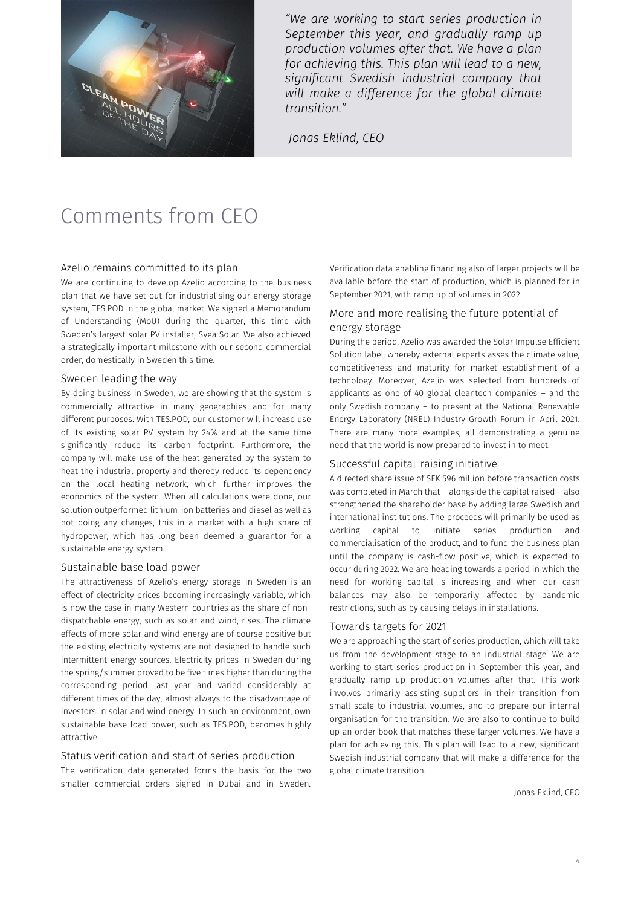*"We are working to start series production in September this year, and gradually ramp up production volumes after that. We have a plan for achieving this. This plan will lead to a new, significant Swedish industrial company that will make a difference for the global climate transition."*

*Jonas Eklind, CEO*

# Comments from CEO

## Azelio remains committed to its plan

We are continuing to develop Azelio according to the business plan that we have set out for industrialising our energy storage system, TES.POD in the global market. We signed a Memorandum of Understanding (MoU) during the quarter, this time with Sweden's largest solar PV installer, Svea Solar. We also achieved a strategically important milestone with our second commercial order, domestically in Sweden this time.

## Sweden leading the way

By doing business in Sweden, we are showing that the system is commercially attractive in many geographies and for many different purposes. With TES.POD, our customer will increase use of its existing solar PV system by 24% and at the same time significantly reduce its carbon footprint. Furthermore, the company will make use of the heat generated by the system to heat the industrial property and thereby reduce its dependency on the local heating network, which further improves the economics of the system. When all calculations were done, our solution outperformed lithium-ion batteries and diesel as well as not doing any changes, this in a market with a high share of hydropower, which has long been deemed a guarantor for a sustainable energy system.

## Sustainable base load power

The attractiveness of Azelio's energy storage in Sweden is an effect of electricity prices becoming increasingly variable, which is now the case in many Western countries as the share of non-dispatchable energy, such as solar and wind, rises. The climate effects of more solar and wind energy are of course positive but the existing electricity systems are not designed to handle such intermittent energy sources. Electricity prices in Sweden during the spring/summer proved to be five times higher than during the corresponding period last year and varied considerably at different times of the day, almost always to the disadvantage of investors in solar and wind energy. In such an environment, own sustainable base load power, such as TES.POD, becomes highly attractive.

## Status verification and start of series production

The verification data generated forms the basis for the two smaller commercial orders signed in Dubai and in Sweden. Verification data enabling financing also of larger projects will be available before the start of production, which is planned for in September 2021, with ramp up of volumes in 2022.

## More and more realising the future potential of energy storage

During the period, Azelio was awarded the Solar Impulse Efficient Solution label, whereby external experts asses the climate value, competitiveness and maturity for market establishment of a technology. Moreover, Azelio was selected from hundreds of applicants as one of 40 global cleantech companies – and the only Swedish company – to present at the National Renewable Energy Laboratory (NREL) Industry Growth Forum in April 2021. There are many more examples, all demonstrating a genuine need that the world is now prepared to invest in to meet.

## Successful capital-raising initiative

A directed share issue of SEK 596 million before transaction costs was completed in March that – alongside the capital raised – also strengthened the shareholder base by adding large Swedish and international institutions. The proceeds will primarily be used as working capital to initiate series production and commercialisation of the product, and to fund the business plan until the company is cash-flow positive, which is expected to occur during 2022. We are heading towards a period in which the need for working capital is increasing and when our cash balances may also be temporarily affected by pandemic restrictions, such as by causing delays in installations.

## Towards targets for 2021

We are approaching the start of series production, which will take us from the development stage to an industrial stage. We are working to start series production in September this year, and gradually ramp up production volumes after that. This work involves primarily assisting suppliers in their transition from small scale to industrial volumes, and to prepare our internal organisation for the transition. We are also to continue to build up an order book that matches these larger volumes. We have a plan for achieving this. This plan will lead to a new, significant Swedish industrial company that will make a difference for the global climate transition.

Jonas Eklind, CEO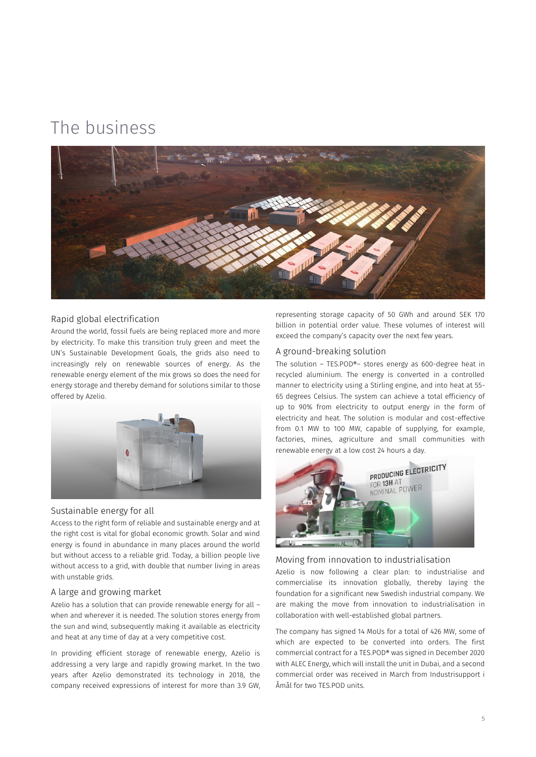# The business

## Rapid global electrification

Around the world, fossil fuels are being replaced more and more by electricity. To make this transition truly green and meet the UN's Sustainable Development Goals, the grids also need to increasingly rely on renewable sources of energy. As the renewable energy element of the mix grows so does the need for energy storage and thereby demand for solutions similar to those offered by Azelio.

## Sustainable energy for all

Access to the right form of reliable and sustainable energy and at the right cost is vital for global economic growth. Solar and wind energy is found in abundance in many places around the world but without access to a reliable grid. Today, a billion people live without access to a grid, with double that number living in areas with unstable grids.

## A large and growing market

Azelio has a solution that can provide renewable energy for all – when and wherever it is needed. The solution stores energy from the sun and wind, subsequently making it available as electricity and heat at any time of day at a very competitive cost.

In providing efficient storage of renewable energy, Azelio is addressing a very large and rapidly growing market. In the two years after Azelio demonstrated its technology in 2018, the company received expressions of interest for more than 3.9 GW, representing storage capacity of 50 GWh and around SEK 170 billion in potential order value. These volumes of interest will exceed the company's capacity over the next few years.

## A ground-breaking solution

The solution – TES.POD®– stores energy as 600-degree heat in recycled aluminium. The energy is converted in a controlled manner to electricity using a Stirling engine, and into heat at 55-65 degrees Celsius. The system can achieve a total efficiency of up to 90% from electricity to output energy in the form of electricity and heat. The solution is modular and cost-effective from 0.1 MW to 100 MW, capable of supplying, for example, factories, mines, agriculture and small communities with renewable energy at a low cost 24 hours a day.

## Moving from innovation to industrialisation

Azelio is now following a clear plan: to industrialise and commercialise its innovation globally, thereby laying the foundation for a significant new Swedish industrial company. We are making the move from innovation to industrialisation in collaboration with well-established global partners.

The company has signed 14 MoUs for a total of 426 MW, some of which are expected to be converted into orders. The first commercial contract for a TES.POD® was signed in December 2020 with ALEC Energy, which will install the unit in Dubai, and a second commercial order was received in March from Industrisupport i Åmål for two TES.POD units.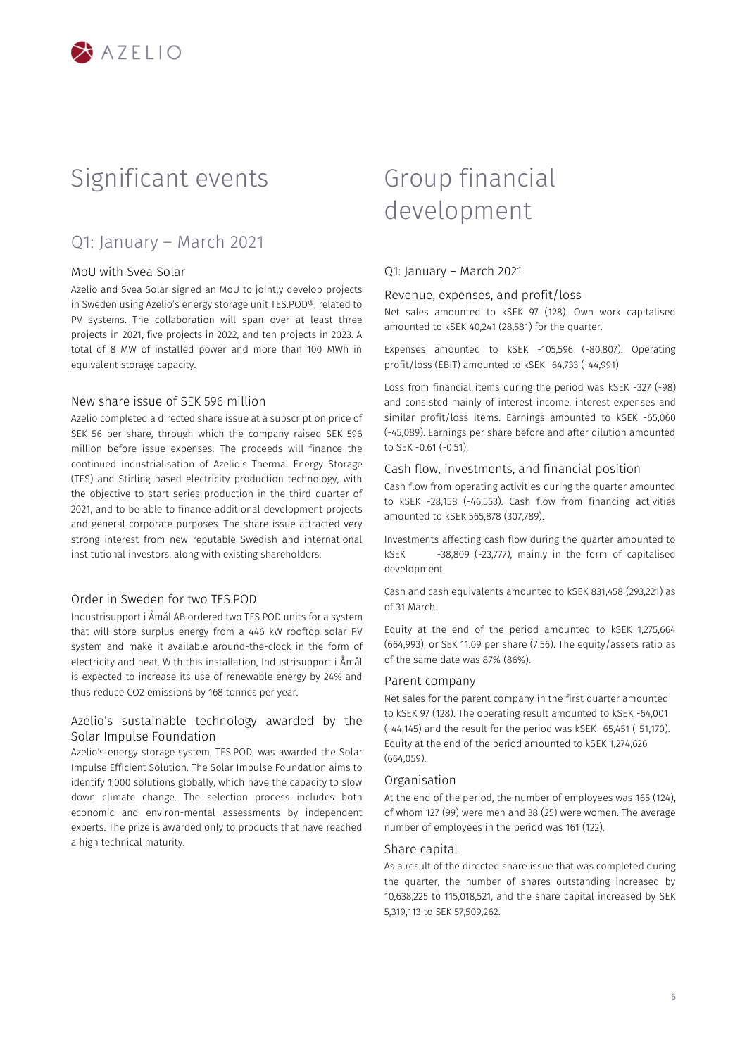# Significant events

## Q1: January – March 2021

### MoU with Svea Solar

Azelio and Svea Solar signed an MoU to jointly develop projects in Sweden using Azelio's energy storage unit TES.POD®, related to PV systems. The collaboration will span over at least three projects in 2021, five projects in 2022, and ten projects in 2023. A total of 8 MW of installed power and more than 100 MWh in equivalent storage capacity.

### New share issue of SEK 596 million

Azelio completed a directed share issue at a subscription price of SEK 56 per share, through which the company raised SEK 596 million before issue expenses. The proceeds will finance the continued industrialisation of Azelio's Thermal Energy Storage (TES) and Stirling-based electricity production technology, with the objective to start series production in the third quarter of 2021, and to be able to finance additional development projects and general corporate purposes. The share issue attracted very strong interest from new reputable Swedish and international institutional investors, along with existing shareholders.

### Order in Sweden for two TES.POD

Industrisupport i Åmål AB ordered two TES.POD units for a system that will store surplus energy from a 446 kW rooftop solar PV system and make it available around-the-clock in the form of electricity and heat. With this installation, Industrisupport i Åmål is expected to increase its use of renewable energy by 24% and thus reduce $CO_2$ emissions by 168 tonnes per year.

### Azelio's sustainable technology awarded by the Solar Impulse Foundation

Azelio's energy storage system, TES.POD, was awarded the Solar Impulse Efficient Solution. The Solar Impulse Foundation aims to identify 1,000 solutions globally, which have the capacity to slow down climate change. The selection process includes both economic and environ-mental assessments by independent experts. The prize is awarded only to products that have reached a high technical maturity.

# Group financial development

## Q1: January – March 2021

### Revenue, expenses, and profit/loss

Net sales amounted to kSEK 97 (128). Own work capitalised amounted to kSEK 40,241 (28,581) for the quarter.

Expenses amounted to kSEK -105,596 (-80,807). Operating profit/loss (EBIT) amounted to kSEK -64,733 (-44,991)

Loss from financial items during the period was kSEK -327 (-98) and consisted mainly of interest income, interest expenses and similar profit/loss items. Earnings amounted to kSEK -65,060 (-45,089). Earnings per share before and after dilution amounted to SEK -0.61 (-0.51).

### Cash flow, investments, and financial position

Cash flow from operating activities during the quarter amounted to kSEK -28,158 (-46,553). Cash flow from financing activities amounted to kSEK 565,878 (307,789).

Investments affecting cash flow during the quarter amounted to kSEK -38,809 (-23,777), mainly in the form of capitalised development.

Cash and cash equivalents amounted to kSEK 831,458 (293,221) as of 31 March.

Equity at the end of the period amounted to kSEK 1,275,664 (664,993), or SEK 11.09 per share (7.56). The equity/assets ratio as of the same date was 87% (86%).

### Parent company

Net sales for the parent company in the first quarter amounted to kSEK 97 (128). The operating result amounted to kSEK -64,001 (-44,145) and the result for the period was kSEK -65,451 (-51,170). Equity at the end of the period amounted to kSEK 1,274,626 (664,059).

### Organisation

At the end of the period, the number of employees was 165 (124), of whom 127 (99) were men and 38 (25) were women. The average number of employees in the period was 161 (122).

### Share capital

As a result of the directed share issue that was completed during the quarter, the number of shares outstanding increased by 10,638,225 to 115,018,521, and the share capital increased by SEK 5,319,113 to SEK 57,509,262.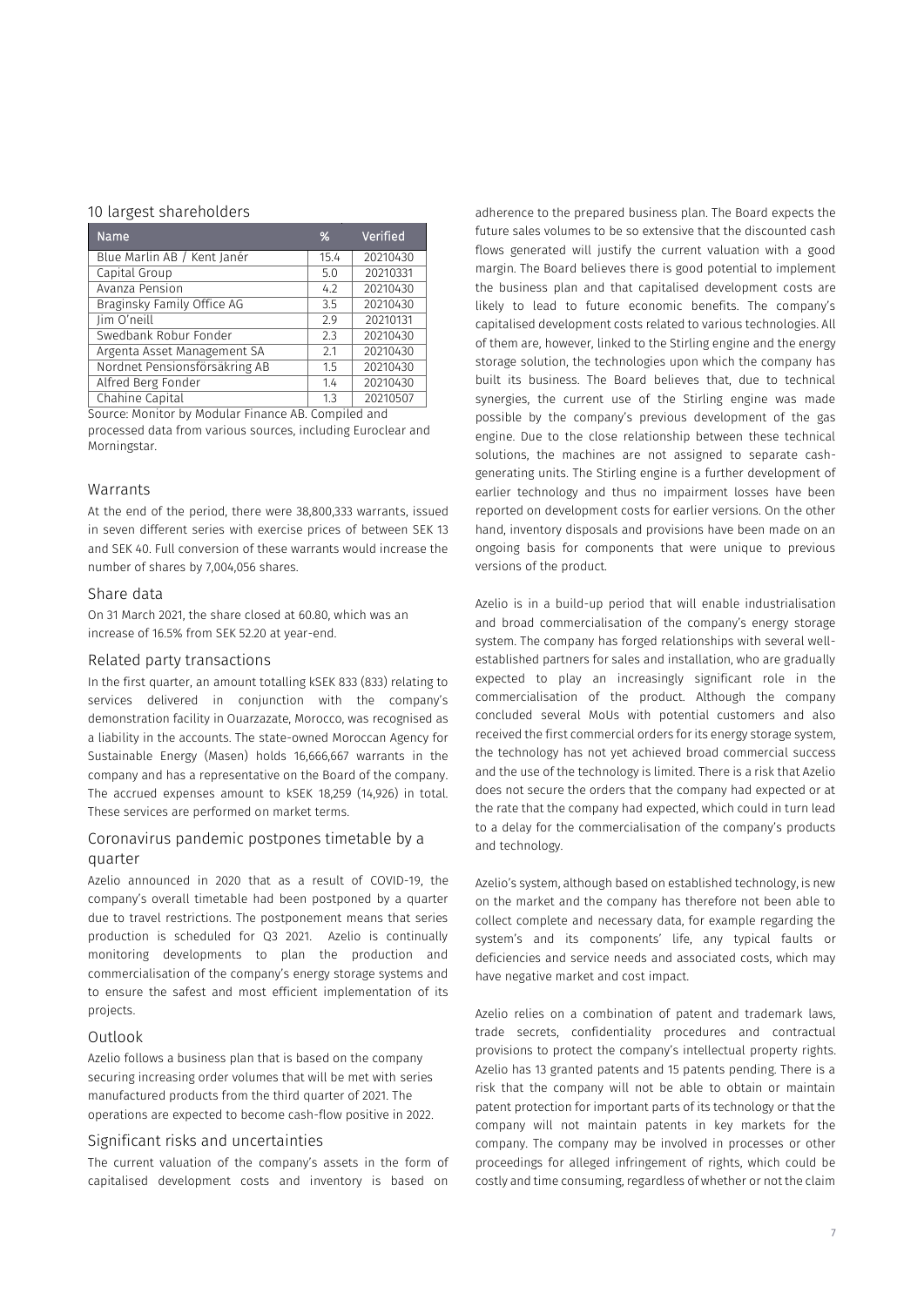## 10 largest shareholders

| Name | % | Verified |
|---|---|---|
| Blue Marlin AB / Kent Janér | 15.4 | 20210430 |
| Capital Group | 5.0 | 20210331 |
| Avanza Pension | 4.2 | 20210430 |
| Braginsky Family Office AG | 3.5 | 20210430 |
| Jim O'neill | 2.9 | 20210131 |
| Swedbank Robur Fonder | 2.3 | 20210430 |
| Argenta Asset Management SA | 2.1 | 20210430 |
| Nordnet Pensionsförsäkring AB | 1.5 | 20210430 |
| Alfred Berg Fonder | 1.4 | 20210430 |
| Chahine Capital | 1.3 | 20210507 |

Source: Monitor by Modular Finance AB. Compiled and processed data from various sources, including Euroclear and Morningstar.

## Warrants

At the end of the period, there were 38,800,333 warrants, issued in seven different series with exercise prices of between SEK 13 and SEK 40. Full conversion of these warrants would increase the number of shares by 7,004,056 shares.

## Share data

On 31 March 2021, the share closed at 60.80, which was an increase of 16.5% from SEK 52.20 at year-end.

## Related party transactions

In the first quarter, an amount totalling kSEK 833 (833) relating to services delivered in conjunction with the company's demonstration facility in Ouarzazate, Morocco, was recognised as a liability in the accounts. The state-owned Moroccan Agency for Sustainable Energy (Masen) holds 16,666,667 warrants in the company and has a representative on the Board of the company. The accrued expenses amount to kSEK 18,259 (14,926) in total. These services are performed on market terms.

## Coronavirus pandemic postpones timetable by a quarter

Azelio announced in 2020 that as a result of COVID-19, the company's overall timetable had been postponed by a quarter due to travel restrictions. The postponement means that series production is scheduled for Q3 2021. Azelio is continually monitoring developments to plan the production and commercialisation of the company's energy storage systems and to ensure the safest and most efficient implementation of its projects.

## Outlook

Azelio follows a business plan that is based on the company securing increasing order volumes that will be met with series manufactured products from the third quarter of 2021. The operations are expected to become cash-flow positive in 2022.

## Significant risks and uncertainties

The current valuation of the company's assets in the form of capitalised development costs and inventory is based on adherence to the prepared business plan. The Board expects the future sales volumes to be so extensive that the discounted cash flows generated will justify the current valuation with a good margin. The Board believes there is good potential to implement the business plan and that capitalised development costs are likely to lead to future economic benefits. The company's capitalised development costs related to various technologies. All of them are, however, linked to the Stirling engine and the energy storage solution, the technologies upon which the company has built its business. The Board believes that, due to technical synergies, the current use of the Stirling engine was made possible by the company's previous development of the gas engine. Due to the close relationship between these technical solutions, the machines are not assigned to separate cash-generating units. The Stirling engine is a further development of earlier technology and thus no impairment losses have been reported on development costs for earlier versions. On the other hand, inventory disposals and provisions have been made on an ongoing basis for components that were unique to previous versions of the product.

Azelio is in a build-up period that will enable industrialisation and broad commercialisation of the company's energy storage system. The company has forged relationships with several well-established partners for sales and installation, who are gradually expected to play an increasingly significant role in the commercialisation of the product. Although the company concluded several MoUs with potential customers and also received the first commercial orders for its energy storage system, the technology has not yet achieved broad commercial success and the use of the technology is limited. There is a risk that Azelio does not secure the orders that the company had expected or at the rate that the company had expected, which could in turn lead to a delay for the commercialisation of the company's products and technology.

Azelio's system, although based on established technology, is new on the market and the company has therefore not been able to collect complete and necessary data, for example regarding the system's and its components' life, any typical faults or deficiencies and service needs and associated costs, which may have negative market and cost impact.

Azelio relies on a combination of patent and trademark laws, trade secrets, confidentiality procedures and contractual provisions to protect the company's intellectual property rights. Azelio has 13 granted patents and 15 patents pending. There is a risk that the company will not be able to obtain or maintain patent protection for important parts of its technology or that the company will not maintain patents in key markets for the company. The company may be involved in processes or other proceedings for alleged infringement of rights, which could be costly and time consuming, regardless of whether or not the claim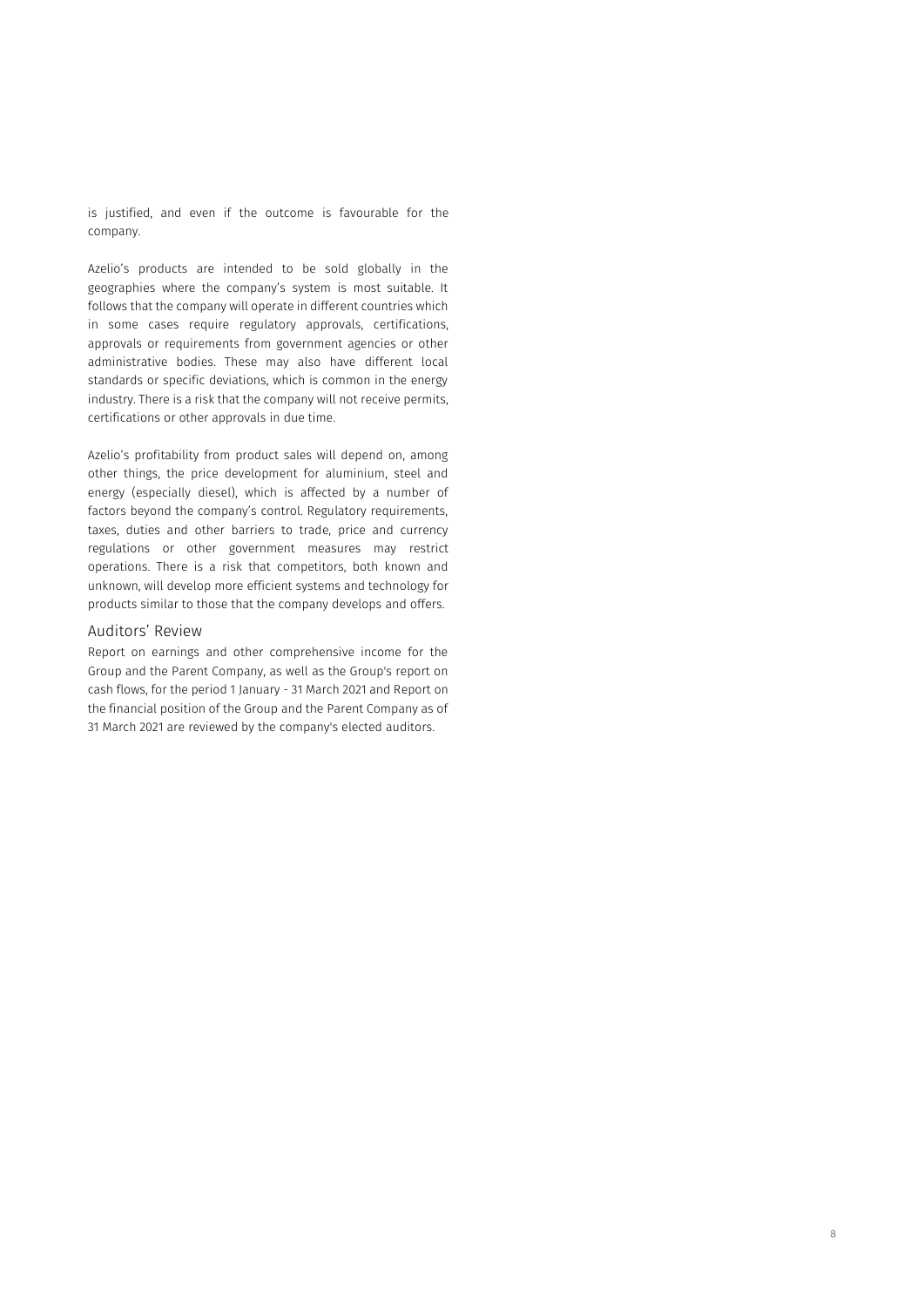is justified, and even if the outcome is favourable for the company.

Azelio's products are intended to be sold globally in the geographies where the company's system is most suitable. It follows that the company will operate in different countries which in some cases require regulatory approvals, certifications, approvals or requirements from government agencies or other administrative bodies. These may also have different local standards or specific deviations, which is common in the energy industry. There is a risk that the company will not receive permits, certifications or other approvals in due time.

Azelio's profitability from product sales will depend on, among other things, the price development for aluminium, steel and energy (especially diesel), which is affected by a number of factors beyond the company's control. Regulatory requirements, taxes, duties and other barriers to trade, price and currency regulations or other government measures may restrict operations. There is a risk that competitors, both known and unknown, will develop more efficient systems and technology for products similar to those that the company develops and offers.

## Auditors' Review

Report on earnings and other comprehensive income for the Group and the Parent Company, as well as the Group's report on cash flows, for the period 1 January - 31 March 2021 and Report on the financial position of the Group and the Parent Company as of 31 March 2021 are reviewed by the company's elected auditors.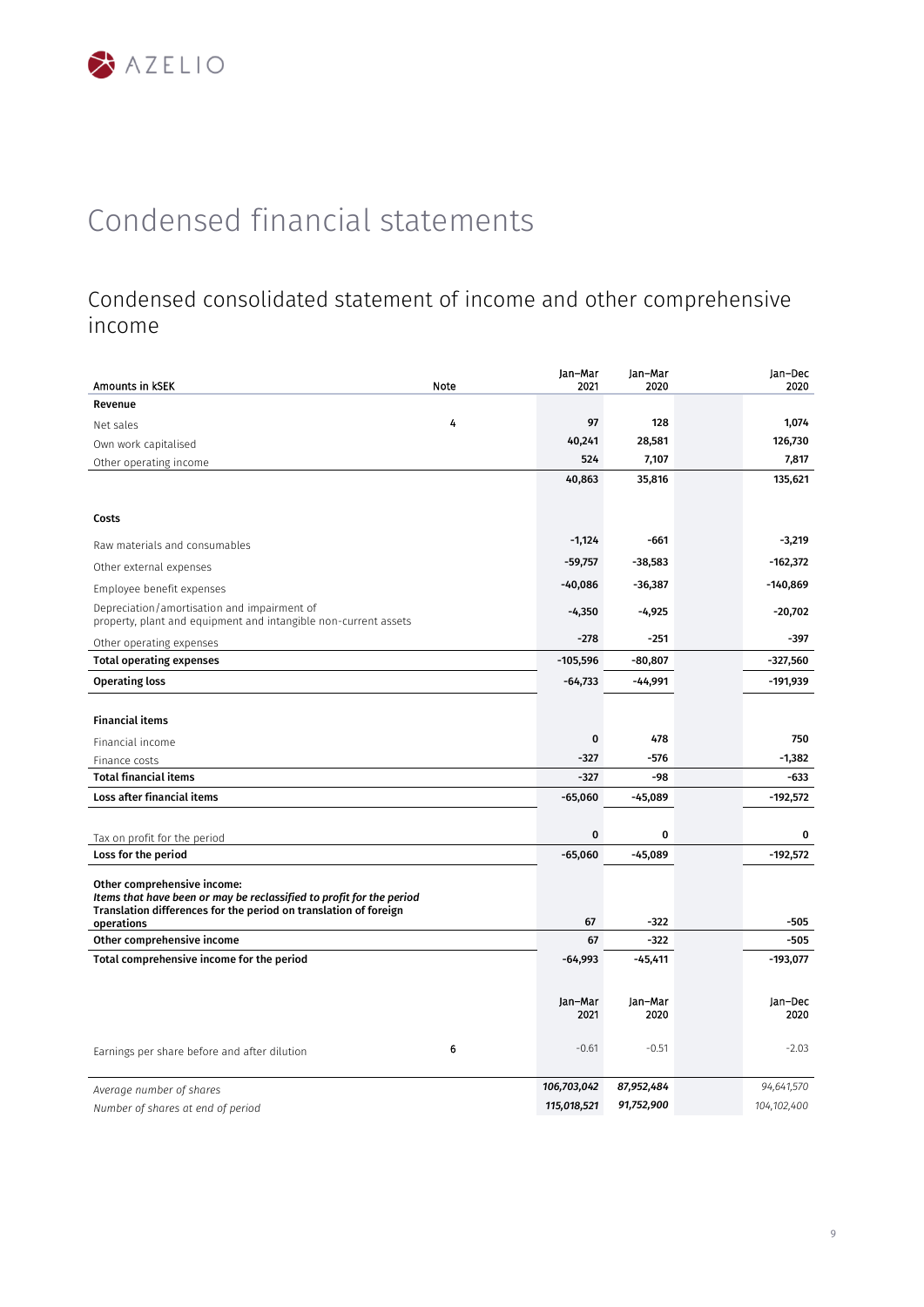# Condensed financial statements

## Condensed consolidated statement of income and other comprehensive income

| Amounts in kSEK | Note | Jan–Mar 2021 | Jan–Mar 2020 | Jan–Dec 2020 |
|---|---|---|---|---|
| **Revenue** | | | | |
| Net sales | 4 | 97 | 128 | 1,074 |
| Own work capitalised | | 40,241 | 28,581 | 126,730 |
| Other operating income | | 524 | 7,107 | 7,817 |
| | | 40,863 | 35,816 | 135,621 |
| **Costs** | | | | |
| Raw materials and consumables | | -1,124 | -661 | -3,219 |
| Other external expenses | | -59,757 | -38,583 | -162,372 |
| Employee benefit expenses | | -40,086 | -36,387 | -140,869 |
| Depreciation/amortisation and impairment of property, plant and equipment and intangible non-current assets | | -4,350 | -4,925 | -20,702 |
| Other operating expenses | | -278 | -251 | -397 |
| **Total operating expenses** | | -105,596 | -80,807 | -327,560 |
| **Operating loss** | | -64,733 | -44,991 | -191,939 |
| **Financial items** | | | | |
| Financial income | | 0 | 478 | 750 |
| Finance costs | | -327 | -576 | -1,382 |
| **Total financial items** | | -327 | -98 | -633 |
| **Loss after financial items** | | -65,060 | -45,089 | -192,572 |
| Tax on profit for the period | | 0 | 0 | 0 |
| **Loss for the period** | | -65,060 | -45,089 | -192,572 |
| **Other comprehensive income:** | | | | |
| ***Items that have been or may be reclassified to profit for the period*** | | | | |
| **Translation differences for the period on translation of foreign operations** | | 67 | -322 | -505 |
| **Other comprehensive income** | | 67 | -322 | -505 |
| **Total comprehensive income for the period** | | -64,993 | -45,411 | -193,077 |

| | Note | Jan–Mar 2021 | Jan–Mar 2020 | Jan–Dec 2020 |
|---|---|---|---|---|
| Earnings per share before and after dilution | 6 | -0.61 | -0.51 | -2.03 |
| *Average number of shares* | | 106,703,042 | 87,952,484 | 94,641,570 |
| *Number of shares at end of period* | | 115,018,521 | 91,752,900 | 104,102,400 |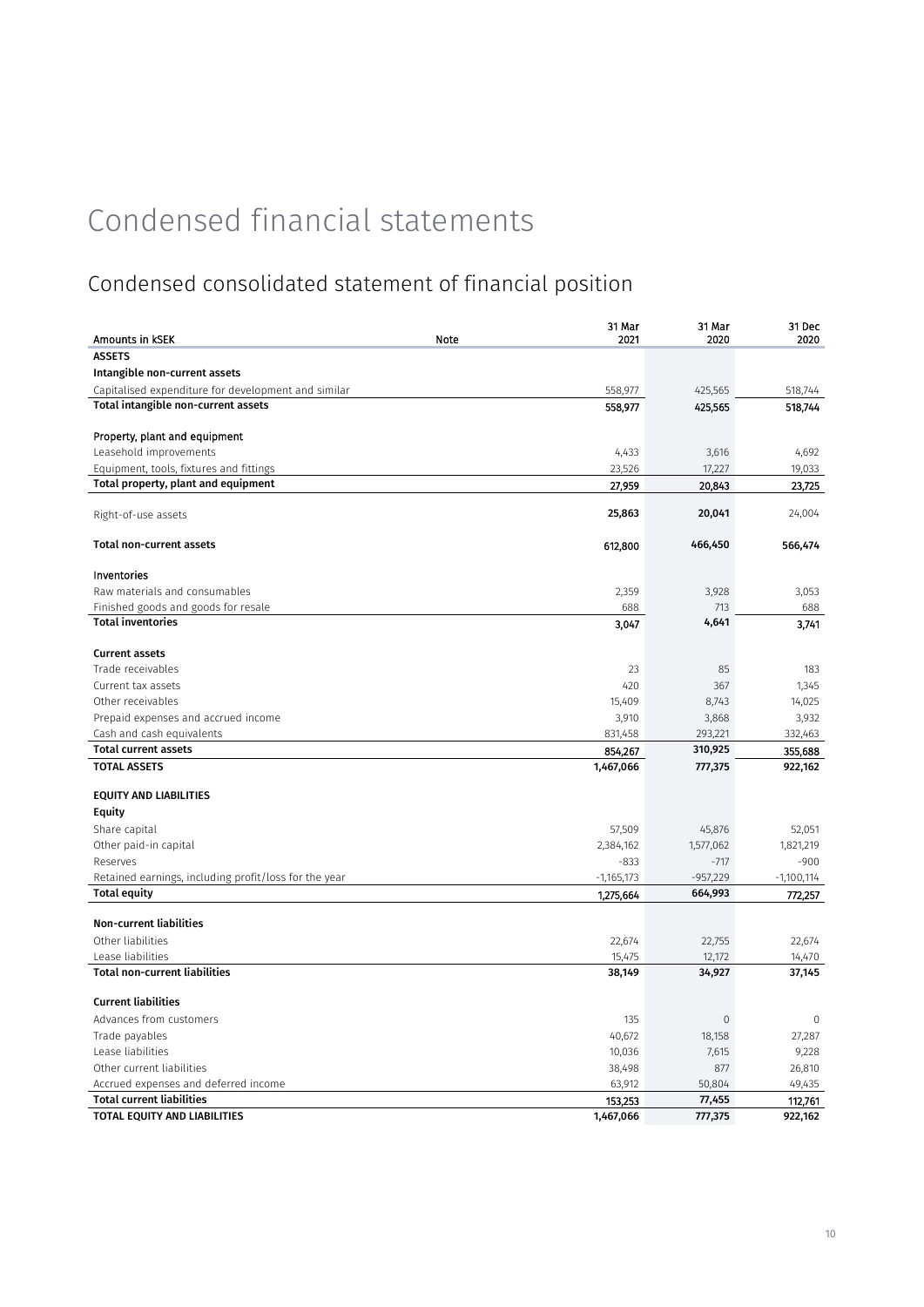# Condensed financial statements

## Condensed consolidated statement of financial position

| Amounts in kSEK | Note | 31 Mar 2021 | 31 Mar 2020 | 31 Dec 2020 |
|---|---|---|---|---|
| **ASSETS** | | | | |
| **Intangible non-current assets** | | | | |
| Capitalised expenditure for development and similar | | 558,977 | 425,565 | 518,744 |
| **Total intangible non-current assets** | | **558,977** | **425,565** | **518,744** |
| | | | | |
| **Property, plant and equipment** | | | | |
| Leasehold improvements | | 4,433 | 3,616 | 4,692 |
| Equipment, tools, fixtures and fittings | | 23,526 | 17,227 | 19,033 |
| **Total property, plant and equipment** | | **27,959** | **20,843** | **23,725** |
| | | | | |
| Right-of-use assets | | **25,863** | **20,041** | 24,004 |
| | | | | |
| **Total non-current assets** | | **612,800** | **466,450** | **566,474** |
| | | | | |
| **Inventories** | | | | |
| Raw materials and consumables | | 2,359 | 3,928 | 3,053 |
| Finished goods and goods for resale | | 688 | 713 | 688 |
| **Total inventories** | | **3,047** | **4,641** | **3,741** |
| | | | | |
| **Current assets** | | | | |
| Trade receivables | | 23 | 85 | 183 |
| Current tax assets | | 420 | 367 | 1,345 |
| Other receivables | | 15,409 | 8,743 | 14,025 |
| Prepaid expenses and accrued income | | 3,910 | 3,868 | 3,932 |
| Cash and cash equivalents | | 831,458 | 293,221 | 332,463 |
| **Total current assets** | | **854,267** | **310,925** | **355,688** |
| **TOTAL ASSETS** | | **1,467,066** | **777,375** | **922,162** |
| | | | | |
| **EQUITY AND LIABILITIES** | | | | |
| **Equity** | | | | |
| Share capital | | 57,509 | 45,876 | 52,051 |
| Other paid-in capital | | 2,384,162 | 1,577,062 | 1,821,219 |
| Reserves | | -833 | -717 | -900 |
| Retained earnings, including profit/loss for the year | | -1,165,173 | -957,229 | -1,100,114 |
| **Total equity** | | **1,275,664** | **664,993** | **772,257** |
| | | | | |
| **Non-current liabilities** | | | | |
| Other liabilities | | 22,674 | 22,755 | 22,674 |
| Lease liabilities | | 15,475 | 12,172 | 14,470 |
| **Total non-current liabilities** | | **38,149** | **34,927** | **37,145** |
| | | | | |
| **Current liabilities** | | | | |
| Advances from customers | | 135 | 0 | 0 |
| Trade payables | | 40,672 | 18,158 | 27,287 |
| Lease liabilities | | 10,036 | 7,615 | 9,228 |
| Other current liabilities | | 38,498 | 877 | 26,810 |
| Accrued expenses and deferred income | | 63,912 | 50,804 | 49,435 |
| **Total current liabilities** | | **153,253** | **77,455** | **112,761** |
| **TOTAL EQUITY AND LIABILITIES** | | **1,467,066** | **777,375** | **922,162** |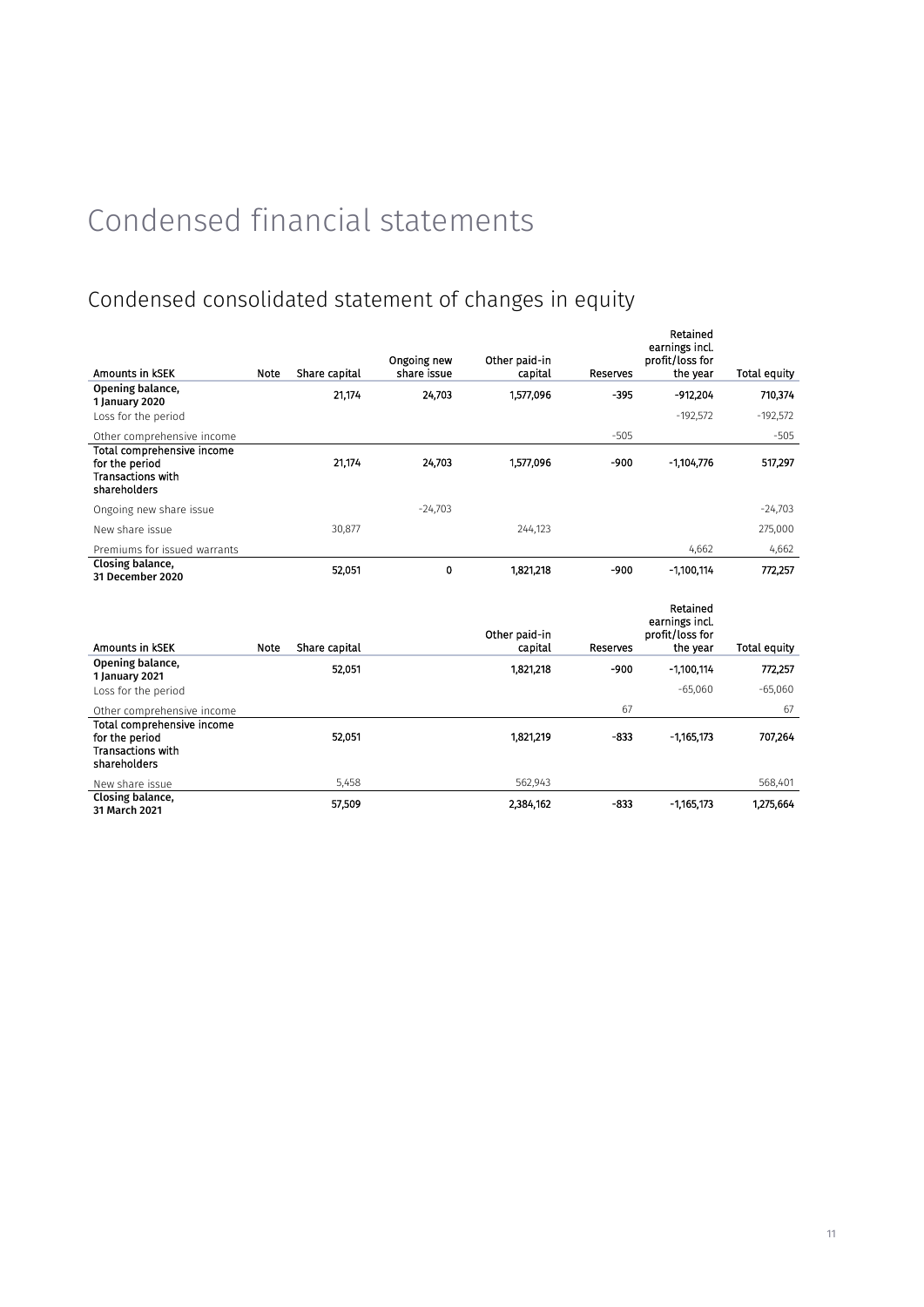# Condensed financial statements

## Condensed consolidated statement of changes in equity

| Amounts in kSEK | Note | Share capital | Ongoing new share issue | Other paid-in capital | Reserves | Retained earnings incl. profit/loss for the year | Total equity |
|---|---|---|---|---|---|---|---|
| **Opening balance, 1 January 2020** | | **21,174** | **24,703** | **1,577,096** | **-395** | **-912,204** | **710,374** |
| Loss for the period | | | | | | -192,572 | -192,572 |
| Other comprehensive income | | | | | -505 | | -505 |
| **Total comprehensive income for the period Transactions with shareholders** | | **21,174** | **24,703** | **1,577,096** | **-900** | **-1,104,776** | **517,297** |
| Ongoing new share issue | | | -24,703 | | | | -24,703 |
| New share issue | | 30,877 | | 244,123 | | | 275,000 |
| Premiums for issued warrants | | | | | | 4,662 | 4,662 |
| **Closing balance, 31 December 2020** | | **52,051** | **0** | **1,821,218** | **-900** | **-1,100,114** | **772,257** |

| Amounts in kSEK | Note | Share capital | Other paid-in capital | Reserves | Retained earnings incl. profit/loss for the year | Total equity |
|---|---|---|---|---|---|---|
| **Opening balance, 1 January 2021** | | **52,051** | **1,821,218** | **-900** | **-1,100,114** | **772,257** |
| Loss for the period | | | | | -65,060 | -65,060 |
| Other comprehensive income | | | | 67 | | 67 |
| **Total comprehensive income for the period Transactions with shareholders** | | **52,051** | **1,821,219** | **-833** | **-1,165,173** | **707,264** |
| New share issue | | 5,458 | 562,943 | | | 568,401 |
| **Closing balance, 31 March 2021** | | **57,509** | **2,384,162** | **-833** | **-1,165,173** | **1,275,664** |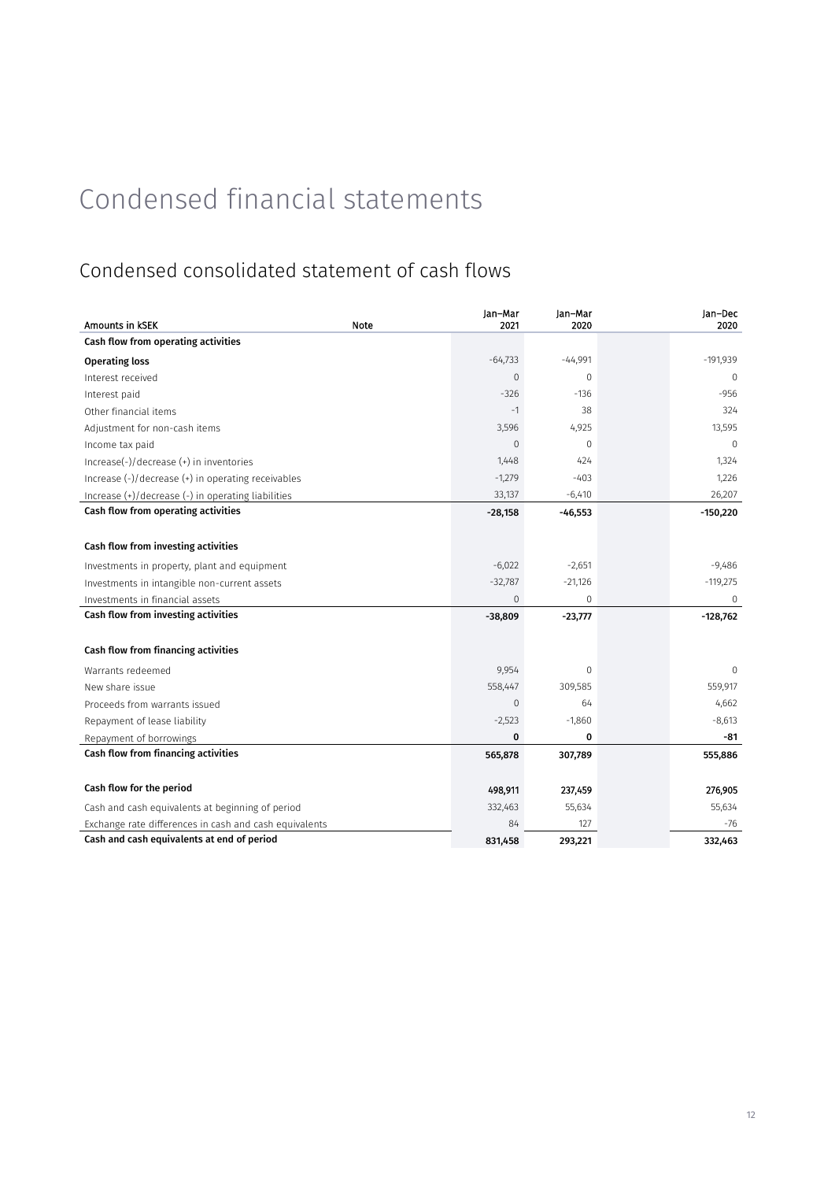# Condensed financial statements

## Condensed consolidated statement of cash flows

| Amounts in kSEK | Note | Jan–Mar 2021 | Jan–Mar 2020 | Jan–Dec 2020 |
|---|---|---|---|---|
| **Cash flow from operating activities** | | | | |
| **Operating loss** | | -64,733 | -44,991 | -191,939 |
| Interest received | | 0 | 0 | 0 |
| Interest paid | | -326 | -136 | -956 |
| Other financial items | | -1 | 38 | 324 |
| Adjustment for non-cash items | | 3,596 | 4,925 | 13,595 |
| Income tax paid | | 0 | 0 | 0 |
| Increase(-)/decrease (+) in inventories | | 1,448 | 424 | 1,324 |
| Increase (-)/decrease (+) in operating receivables | | -1,279 | -403 | 1,226 |
| Increase (+)/decrease (-) in operating liabilities | | 33,137 | -6,410 | 26,207 |
| **Cash flow from operating activities** | | **-28,158** | **-46,553** | **-150,220** |
| | | | | |
| **Cash flow from investing activities** | | | | |
| Investments in property, plant and equipment | | -6,022 | -2,651 | -9,486 |
| Investments in intangible non-current assets | | -32,787 | -21,126 | -119,275 |
| Investments in financial assets | | 0 | 0 | 0 |
| **Cash flow from investing activities** | | **-38,809** | **-23,777** | **-128,762** |
| | | | | |
| **Cash flow from financing activities** | | | | |
| Warrants redeemed | | 9,954 | 0 | 0 |
| New share issue | | 558,447 | 309,585 | 559,917 |
| Proceeds from warrants issued | | 0 | 64 | 4,662 |
| Repayment of lease liability | | -2,523 | -1,860 | -8,613 |
| Repayment of borrowings | | **0** | **0** | **-81** |
| **Cash flow from financing activities** | | **565,878** | **307,789** | **555,886** |
| | | | | |
| **Cash flow for the period** | | **498,911** | **237,459** | **276,905** |
| Cash and cash equivalents at beginning of period | | 332,463 | 55,634 | 55,634 |
| Exchange rate differences in cash and cash equivalents | | 84 | 127 | -76 |
| **Cash and cash equivalents at end of period** | | **831,458** | **293,221** | **332,463** |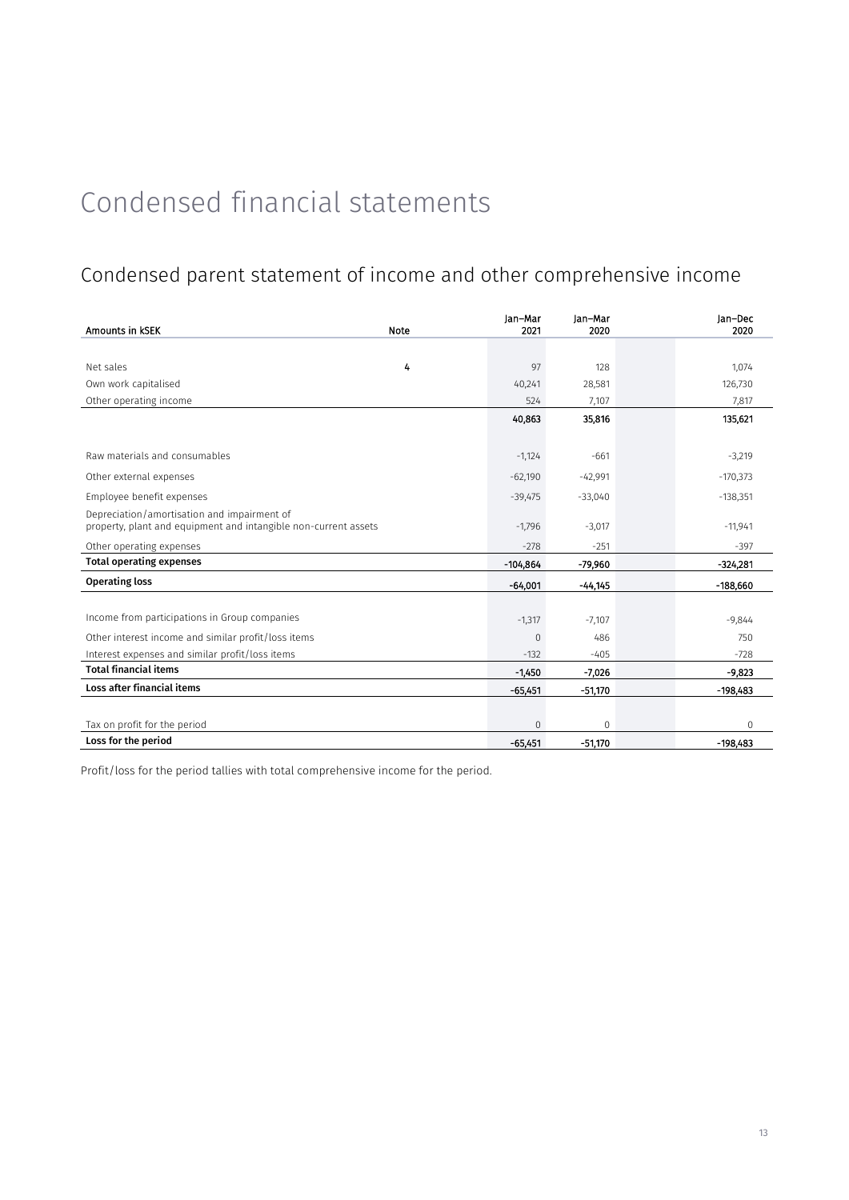# Condensed financial statements

## Condensed parent statement of income and other comprehensive income

| Amounts in kSEK | Note | Jan–Mar 2021 | Jan–Mar 2020 | Jan–Dec 2020 |
|---|---|---|---|---|
| Net sales | 4 | 97 | 128 | 1,074 |
| Own work capitalised | | 40,241 | 28,581 | 126,730 |
| Other operating income | | 524 | 7,107 | 7,817 |
| | | **40,863** | **35,816** | **135,621** |
| Raw materials and consumables | | -1,124 | -661 | -3,219 |
| Other external expenses | | -62,190 | -42,991 | -170,373 |
| Employee benefit expenses | | -39,475 | -33,040 | -138,351 |
| Depreciation/amortisation and impairment of property, plant and equipment and intangible non-current assets | | -1,796 | -3,017 | -11,941 |
| Other operating expenses | | -278 | -251 | -397 |
| **Total operating expenses** | | **-104,864** | **-79,960** | **-324,281** |
| **Operating loss** | | **-64,001** | **-44,145** | **-188,660** |
| Income from participations in Group companies | | -1,317 | -7,107 | -9,844 |
| Other interest income and similar profit/loss items | | 0 | 486 | 750 |
| Interest expenses and similar profit/loss items | | -132 | -405 | -728 |
| **Total financial items** | | **-1,450** | **-7,026** | **-9,823** |
| **Loss after financial items** | | **-65,451** | **-51,170** | **-198,483** |
| Tax on profit for the period | | 0 | 0 | 0 |
| **Loss for the period** | | **-65,451** | **-51,170** | **-198,483** |

Profit/loss for the period tallies with total comprehensive income for the period.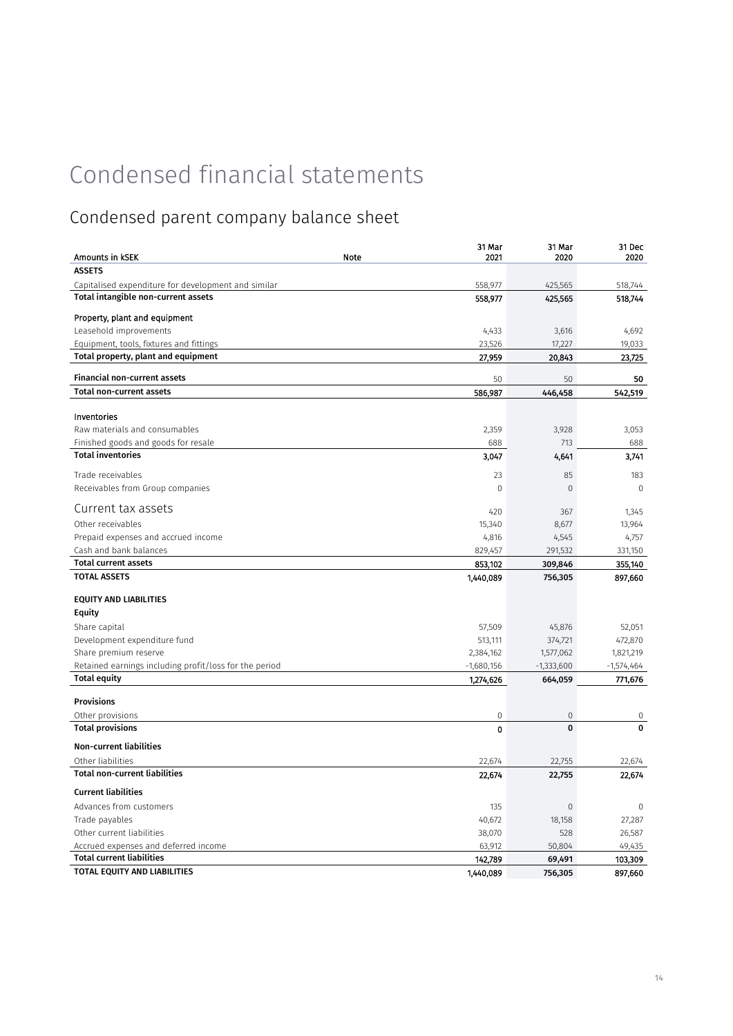# Condensed financial statements

## Condensed parent company balance sheet

| Amounts in kSEK | Note | 31 Mar 2021 | 31 Mar 2020 | 31 Dec 2020 |
|---|---|---|---|---|
| **ASSETS** | | | | |
| Capitalised expenditure for development and similar | | 558,977 | 425,565 | 518,744 |
| **Total intangible non-current assets** | | **558,977** | **425,565** | **518,744** |
| **Property, plant and equipment** | | | | |
| Leasehold improvements | | 4,433 | 3,616 | 4,692 |
| Equipment, tools, fixtures and fittings | | 23,526 | 17,227 | 19,033 |
| **Total property, plant and equipment** | | **27,959** | **20,843** | **23,725** |
| **Financial non-current assets** | | 50 | 50 | **50** |
| **Total non-current assets** | | **586,987** | **446,458** | **542,519** |
| **Inventories** | | | | |
| Raw materials and consumables | | 2,359 | 3,928 | 3,053 |
| Finished goods and goods for resale | | 688 | 713 | 688 |
| **Total inventories** | | **3,047** | **4,641** | **3,741** |
| Trade receivables | | 23 | 85 | 183 |
| Receivables from Group companies | | 0 | 0 | 0 |
| Current tax assets | | 420 | 367 | 1,345 |
| Other receivables | | 15,340 | 8,677 | 13,964 |
| Prepaid expenses and accrued income | | 4,816 | 4,545 | 4,757 |
| Cash and bank balances | | 829,457 | 291,532 | 331,150 |
| **Total current assets** | | **853,102** | **309,846** | **355,140** |
| **TOTAL ASSETS** | | **1,440,089** | **756,305** | **897,660** |
| **EQUITY AND LIABILITIES** | | | | |
| **Equity** | | | | |
| Share capital | | 57,509 | 45,876 | 52,051 |
| Development expenditure fund | | 513,111 | 374,721 | 472,870 |
| Share premium reserve | | 2,384,162 | 1,577,062 | 1,821,219 |
| Retained earnings including profit/loss for the period | | -1,680,156 | -1,333,600 | -1,574,464 |
| **Total equity** | | **1,274,626** | **664,059** | **771,676** |
| **Provisions** | | | | |
| Other provisions | | 0 | 0 | 0 |
| **Total provisions** | | **0** | **0** | **0** |
| **Non-current liabilities** | | | | |
| Other liabilities | | 22,674 | 22,755 | 22,674 |
| **Total non-current liabilities** | | **22,674** | **22,755** | **22,674** |
| **Current liabilities** | | | | |
| Advances from customers | | 135 | 0 | 0 |
| Trade payables | | 40,672 | 18,158 | 27,287 |
| Other current liabilities | | 38,070 | 528 | 26,587 |
| Accrued expenses and deferred income | | 63,912 | 50,804 | 49,435 |
| **Total current liabilities** | | **142,789** | **69,491** | **103,309** |
| **TOTAL EQUITY AND LIABILITIES** | | **1,440,089** | **756,305** | **897,660** |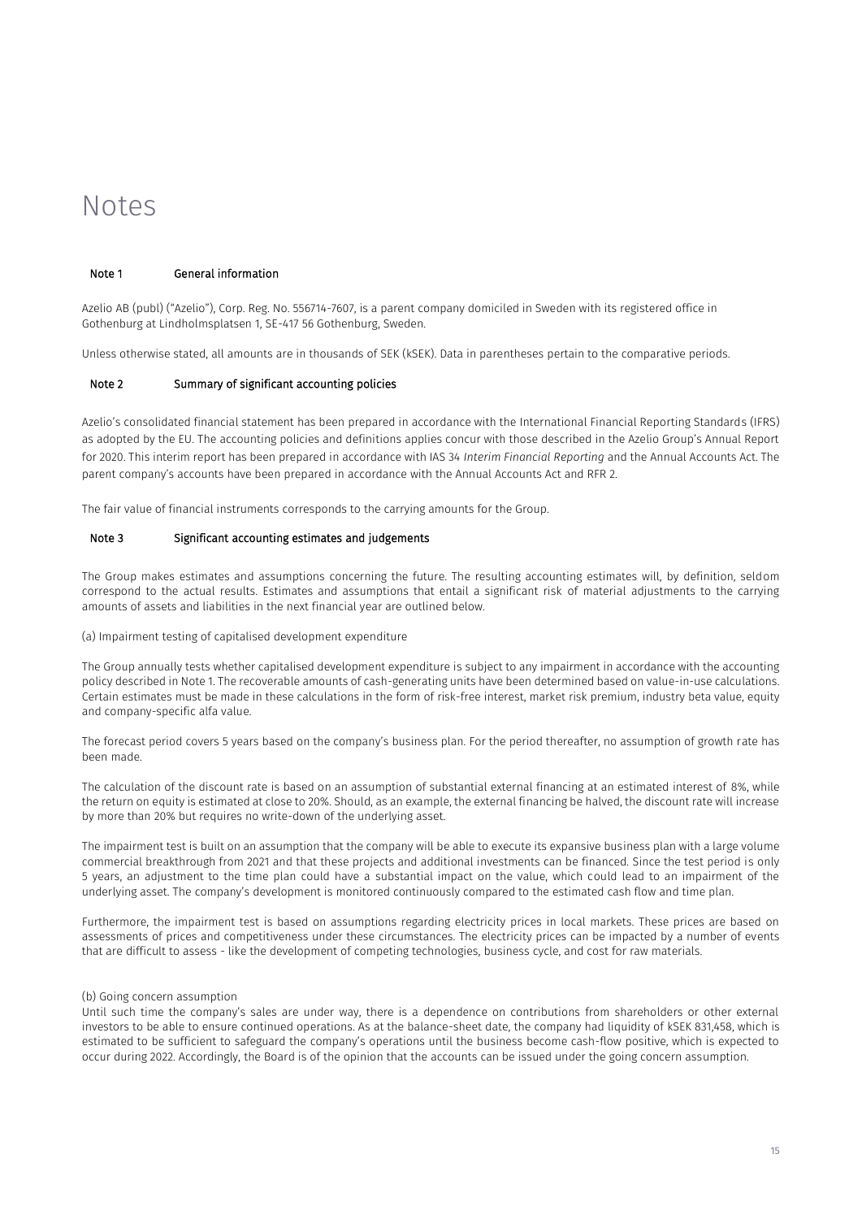# Notes

### Note 1 General information

Azelio AB (publ) ("Azelio"), Corp. Reg. No. 556714-7607, is a parent company domiciled in Sweden with its registered office in Gothenburg at Lindholmsplatsen 1, SE-417 56 Gothenburg, Sweden.

Unless otherwise stated, all amounts are in thousands of SEK (kSEK). Data in parentheses pertain to the comparative periods.

### Note 2 Summary of significant accounting policies

Azelio's consolidated financial statement has been prepared in accordance with the International Financial Reporting Standards (IFRS) as adopted by the EU. The accounting policies and definitions applies concur with those described in the Azelio Group's Annual Report for 2020. This interim report has been prepared in accordance with IAS 34 *Interim Financial Reporting* and the Annual Accounts Act. The parent company's accounts have been prepared in accordance with the Annual Accounts Act and RFR 2.

The fair value of financial instruments corresponds to the carrying amounts for the Group.

### Note 3 Significant accounting estimates and judgements

The Group makes estimates and assumptions concerning the future. The resulting accounting estimates will, by definition, seldom correspond to the actual results. Estimates and assumptions that entail a significant risk of material adjustments to the carrying amounts of assets and liabilities in the next financial year are outlined below.

(a) Impairment testing of capitalised development expenditure

The Group annually tests whether capitalised development expenditure is subject to any impairment in accordance with the accounting policy described in Note 1. The recoverable amounts of cash-generating units have been determined based on value-in-use calculations. Certain estimates must be made in these calculations in the form of risk-free interest, market risk premium, industry beta value, equity and company-specific alfa value.

The forecast period covers 5 years based on the company's business plan. For the period thereafter, no assumption of growth rate has been made.

The calculation of the discount rate is based on an assumption of substantial external financing at an estimated interest of 8%, while the return on equity is estimated at close to 20%. Should, as an example, the external financing be halved, the discount rate will increase by more than 20% but requires no write-down of the underlying asset.

The impairment test is built on an assumption that the company will be able to execute its expansive business plan with a large volume commercial breakthrough from 2021 and that these projects and additional investments can be financed. Since the test period is only 5 years, an adjustment to the time plan could have a substantial impact on the value, which could lead to an impairment of the underlying asset. The company's development is monitored continuously compared to the estimated cash flow and time plan.

Furthermore, the impairment test is based on assumptions regarding electricity prices in local markets. These prices are based on assessments of prices and competitiveness under these circumstances. The electricity prices can be impacted by a number of events that are difficult to assess - like the development of competing technologies, business cycle, and cost for raw materials.

(b) Going concern assumption

Until such time the company's sales are under way, there is a dependence on contributions from shareholders or other external investors to be able to ensure continued operations. As at the balance-sheet date, the company had liquidity of kSEK 831,458, which is estimated to be sufficient to safeguard the company's operations until the business become cash-flow positive, which is expected to occur during 2022. Accordingly, the Board is of the opinion that the accounts can be issued under the going concern assumption.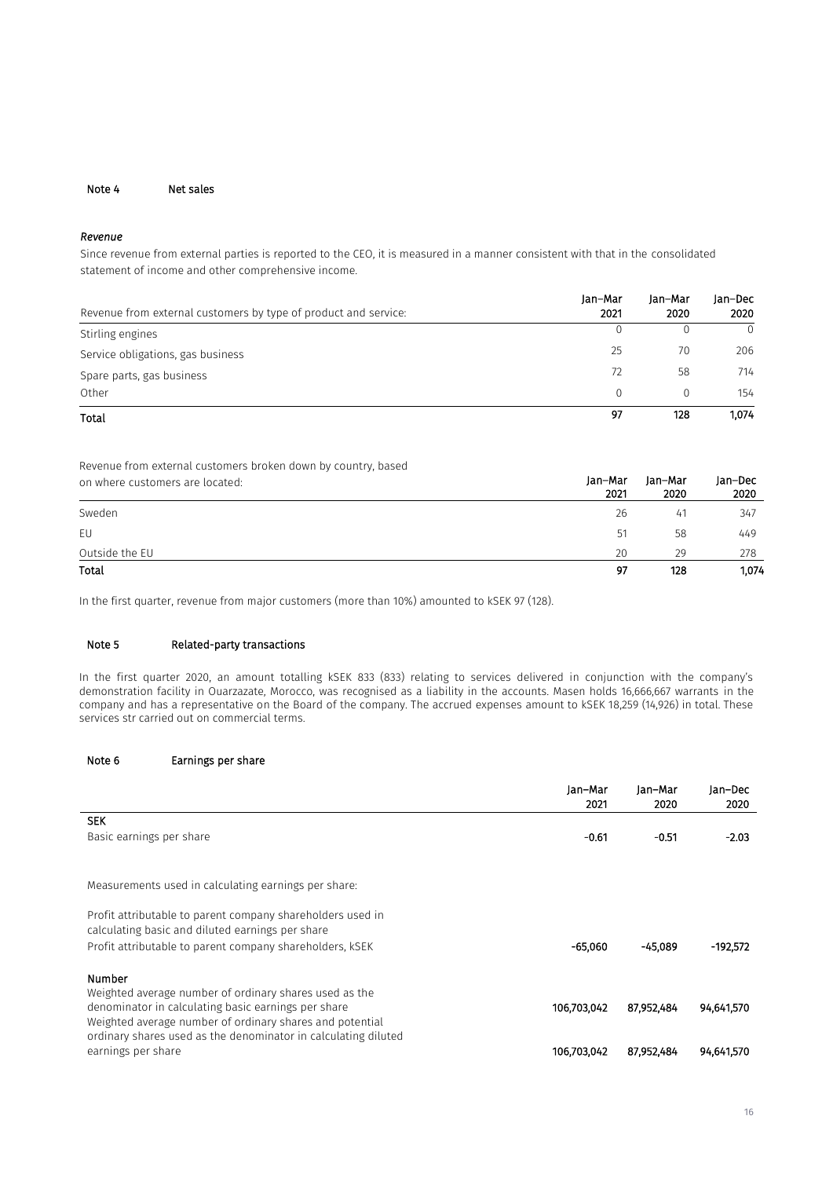## Note 4 Net sales

*Revenue*

Since revenue from external parties is reported to the CEO, it is measured in a manner consistent with that in the consolidated statement of income and other comprehensive income.

| Revenue from external customers by type of product and service: | Jan–Mar 2021 | Jan–Mar 2020 | Jan–Dec 2020 |
|---|---|---|---|
| Stirling engines | 0 | 0 | 0 |
| Service obligations, gas business | 25 | 70 | 206 |
| Spare parts, gas business | 72 | 58 | 714 |
| Other | 0 | 0 | 154 |
| **Total** | **97** | **128** | **1,074** |

| Revenue from external customers broken down by country, based on where customers are located: | Jan–Mar 2021 | Jan–Mar 2020 | Jan–Dec 2020 |
|---|---|---|---|
| Sweden | 26 | 41 | 347 |
| EU | 51 | 58 | 449 |
| Outside the EU | 20 | 29 | 278 |
| **Total** | **97** | **128** | **1,074** |

In the first quarter, revenue from major customers (more than 10%) amounted to kSEK 97 (128).

## Note 5 Related-party transactions

In the first quarter 2020, an amount totalling kSEK 833 (833) relating to services delivered in conjunction with the company's demonstration facility in Ouarzazate, Morocco, was recognised as a liability in the accounts. Masen holds 16,666,667 warrants in the company and has a representative on the Board of the company. The accrued expenses amount to kSEK 18,259 (14,926) in total. These services str carried out on commercial terms.

## Note 6 Earnings per share

| | Jan–Mar 2021 | Jan–Mar 2020 | Jan–Dec 2020 |
|---|---|---|---|
| **SEK** | | | |
| Basic earnings per share | **-0.61** | **-0.51** | **-2.03** |
| Measurements used in calculating earnings per share: | | | |
| Profit attributable to parent company shareholders used in calculating basic and diluted earnings per share | | | |
| Profit attributable to parent company shareholders, kSEK | **-65,060** | **-45,089** | **-192,572** |
| **Number** | | | |
| Weighted average number of ordinary shares used as the denominator in calculating basic earnings per share | **106,703,042** | **87,952,484** | **94,641,570** |
| Weighted average number of ordinary shares and potential ordinary shares used as the denominator in calculating diluted earnings per share | **106,703,042** | **87,952,484** | **94,641,570** |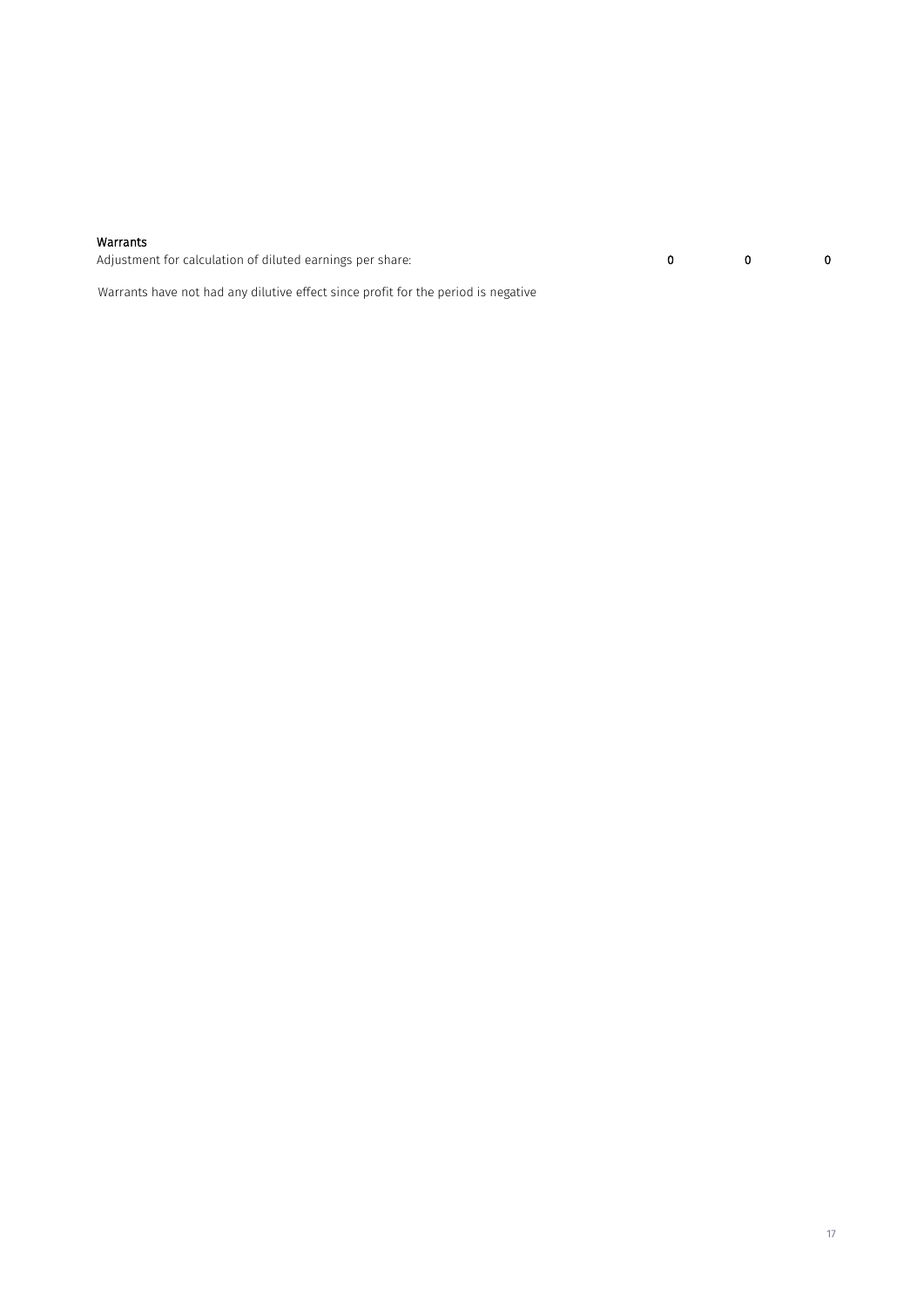**Warrants**

| | | | |
|---|---|---|---|
| Adjustment for calculation of diluted earnings per share: | **0** | **0** | **0** |

Warrants have not had any dilutive effect since profit for the period is negative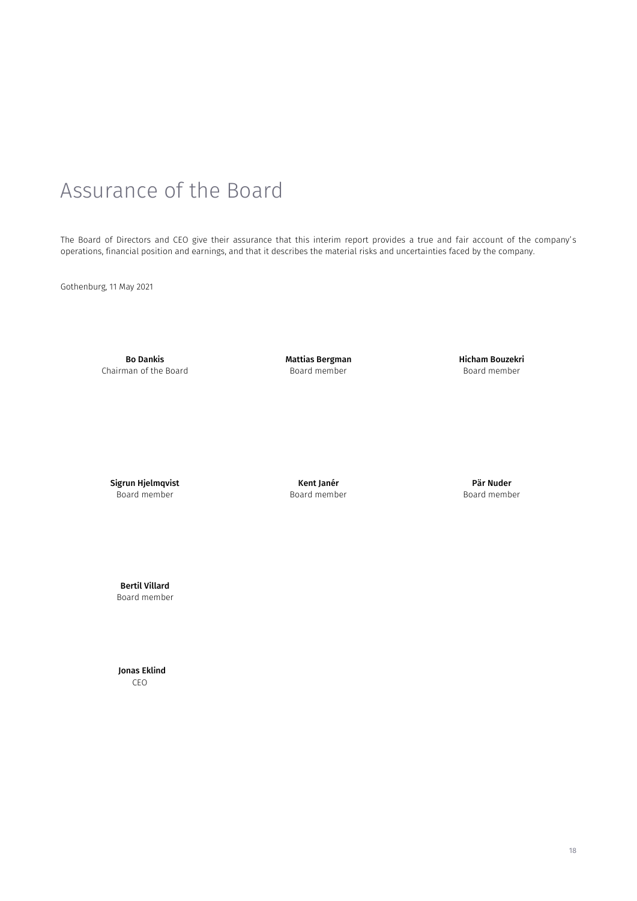# Assurance of the Board

The Board of Directors and CEO give their assurance that this interim report provides a true and fair account of the company's operations, financial position and earnings, and that it describes the material risks and uncertainties faced by the company.

Gothenburg, 11 May 2021

**Bo Dankis**
Chairman of the Board

**Mattias Bergman**
Board member

**Hicham Bouzekri**
Board member

**Sigrun Hjelmqvist**
Board member

**Kent Janér**
Board member

**Pär Nuder**
Board member

**Bertil Villard**
Board member

**Jonas Eklind**
CEO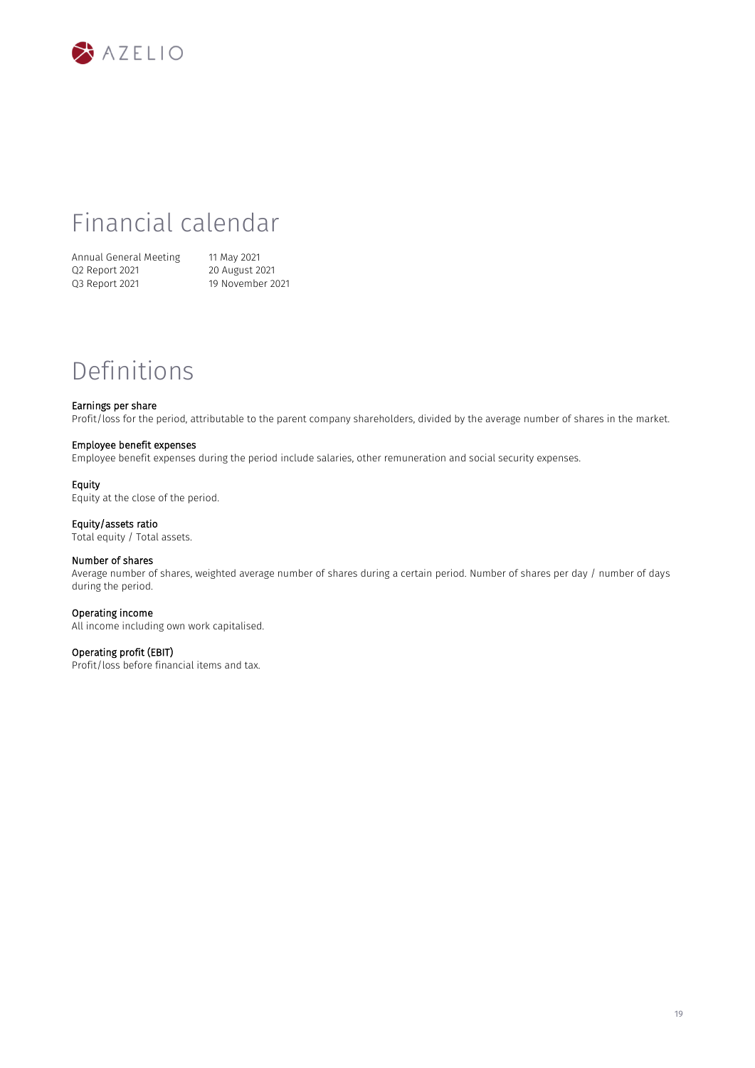# Financial calendar

| | |
|---|---|
| Annual General Meeting | 11 May 2021 |
| Q2 Report 2021 | 20 August 2021 |
| Q3 Report 2021 | 19 November 2021 |

# Definitions

**Earnings per share**
Profit/loss for the period, attributable to the parent company shareholders, divided by the average number of shares in the market.

**Employee benefit expenses**
Employee benefit expenses during the period include salaries, other remuneration and social security expenses.

**Equity**
Equity at the close of the period.

**Equity/assets ratio**
Total equity / Total assets.

**Number of shares**
Average number of shares, weighted average number of shares during a certain period. Number of shares per day / number of days during the period.

**Operating income**
All income including own work capitalised.

**Operating profit (EBIT)**
Profit/loss before financial items and tax.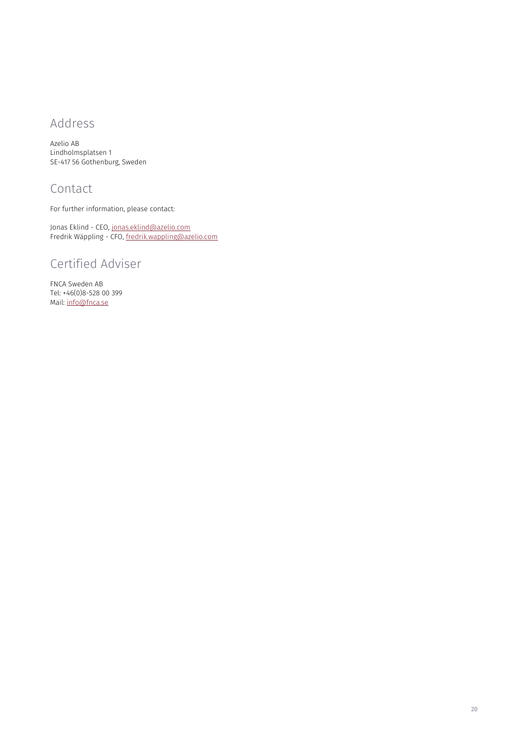## Address

Azelio AB
Lindholmsplatsen 1
SE-417 56 Gothenburg, Sweden

## Contact

For further information, please contact:

Jonas Eklind - CEO, jonas.eklind@azelio.com
Fredrik Wäppling - CFO, fredrik.wappling@azelio.com

## Certified Adviser

FNCA Sweden AB
Tel: +46(0)8-528 00 399
Mail: info@fnca.se